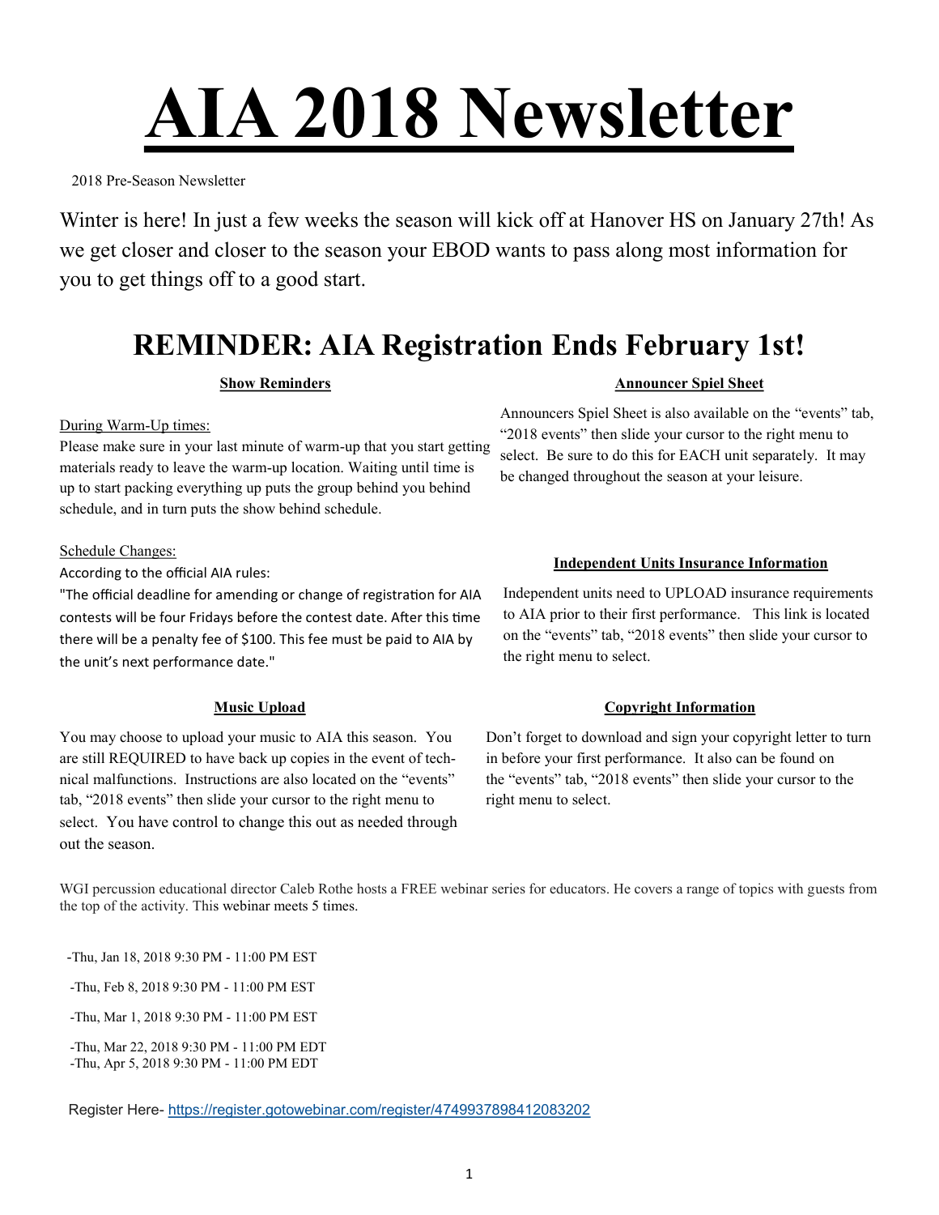# AIA 2018 Newsletter

2018 Pre-Season Newsletter

Winter is here! In just a few weeks the season will kick off at Hanover HS on January 27th! As we get closer and closer to the season your EBOD wants to pass along most information for you to get things off to a good start.

## REMINDER: AIA Registration Ends February 1st!

### Show Reminders

During Warm-Up times:

Please make sure in your last minute of warm-up that you start getting materials ready to leave the warm-up location. Waiting until time is up to start packing everything up puts the group behind you behind schedule, and in turn puts the show behind schedule.

Schedule Changes:

According to the official AIA rules:

"The official deadline for amending or change of registration for AIA contests will be four Fridays before the contest date. After this time there will be a penalty fee of $100. This fee must be paid to AIA by the unit's next performance date."

### Music Upload

You may choose to upload your music to AIA this season. You are still REQUIRED to have back up copies in the event of technical malfunctions. Instructions are also located on the "events" tab, "2018 events" then slide your cursor to the right menu to select. You have control to change this out as needed through out the season.

### Announcer Spiel Sheet

Announcers Spiel Sheet is also available on the "events" tab, "2018 events" then slide your cursor to the right menu to select. Be sure to do this for EACH unit separately. It may be changed throughout the season at your leisure.

### Independent Units Insurance Information

Independent units need to UPLOAD insurance requirements to AIA prior to their first performance. This link is located on the "events" tab, "2018 events" then slide your cursor to the right menu to select.

### Copyright Information

Don't forget to download and sign your copyright letter to turn in before your first performance. It also can be found on the "events" tab, "2018 events" then slide your cursor to the right menu to select.

WGI percussion educational director Caleb Rothe hosts a FREE webinar series for educators. He covers a range of topics with guests from the top of the activity. This webinar meets 5 times.

-Thu, Jan 18, 2018 9:30 PM - 11:00 PM EST

-Thu, Feb 8, 2018 9:30 PM - 11:00 PM EST

-Thu, Mar 1, 2018 9:30 PM - 11:00 PM EST

-Thu, Mar 22, 2018 9:30 PM - 11:00 PM EDT
-Thu, Apr 5, 2018 9:30 PM - 11:00 PM EDT

Register Here- https://register.gotowebinar.com/register/4749937898412083202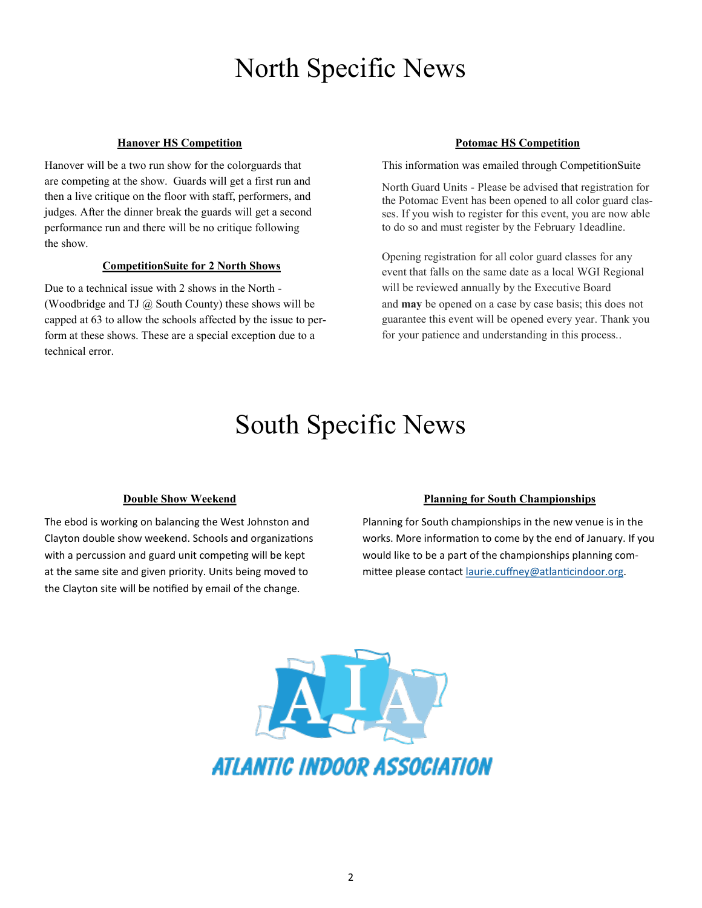# North Specific News

### Hanover HS Competition

Hanover will be a two run show for the colorguards that are competing at the show. Guards will get a first run and then a live critique on the floor with staff, performers, and judges. After the dinner break the guards will get a second performance run and there will be no critique following the show.

### CompetitionSuite for 2 North Shows

Due to a technical issue with 2 shows in the North - (Woodbridge and TJ @ South County) these shows will be capped at 63 to allow the schools affected by the issue to perform at these shows. These are a special exception due to a technical error.

### Potomac HS Competition

This information was emailed through CompetitionSuite

North Guard Units - Please be advised that registration for the Potomac Event has been opened to all color guard classes. If you wish to register for this event, you are now able to do so and must register by the February 1deadline.

Opening registration for all color guard classes for any event that falls on the same date as a local WGI Regional will be reviewed annually by the Executive Board and **may** be opened on a case by case basis; this does not guarantee this event will be opened every year. Thank you for your patience and understanding in this process..

# South Specific News

### Double Show Weekend

The ebod is working on balancing the West Johnston and Clayton double show weekend. Schools and organizations with a percussion and guard unit competing will be kept at the same site and given priority. Units being moved to the Clayton site will be notified by email of the change.

### Planning for South Championships

Planning for South championships in the new venue is in the works. More information to come by the end of January. If you would like to be a part of the championships planning committee please contact laurie.cuffney@atlanticindoor.org.

AIA
ATLANTIC INDOOR ASSOCIATION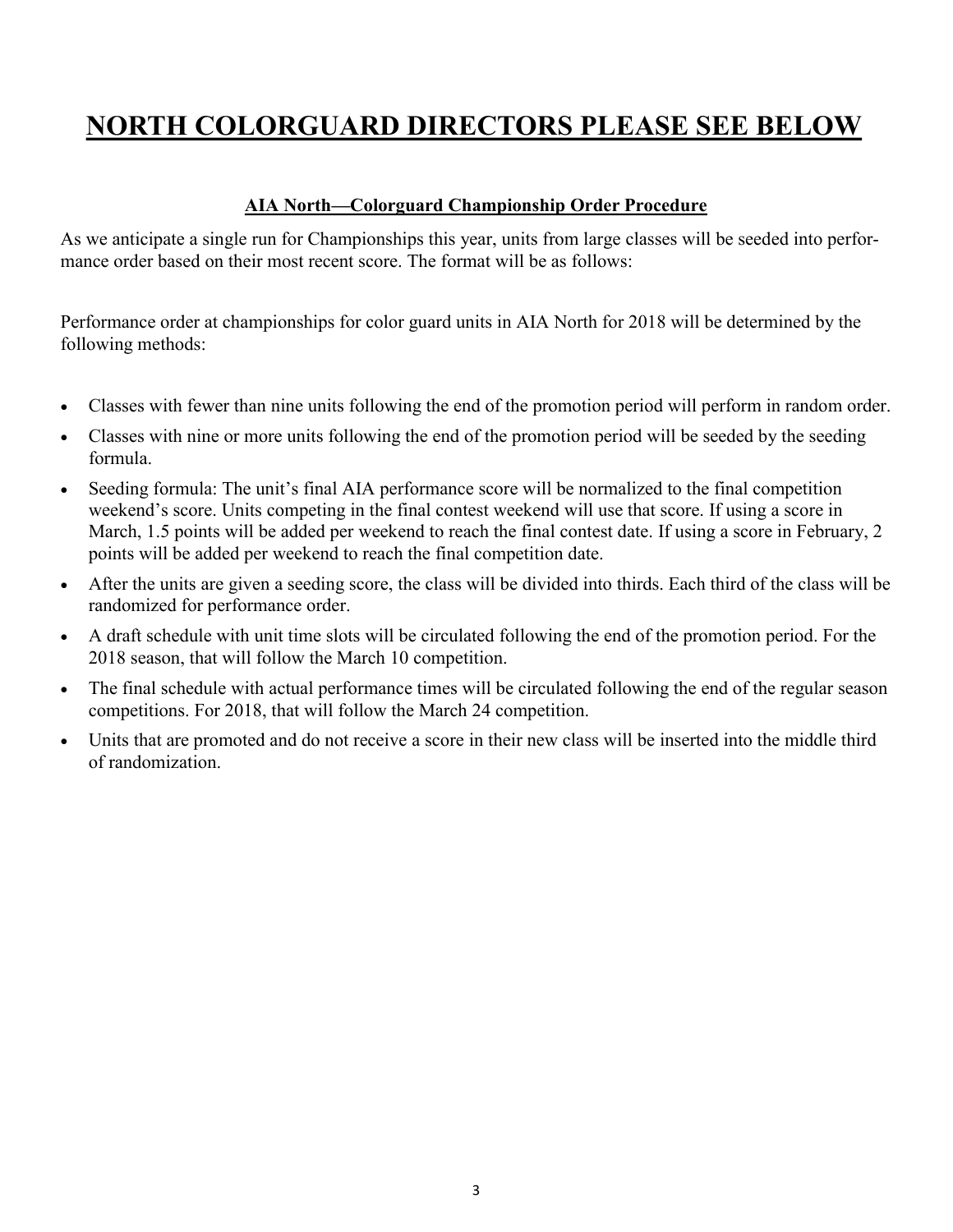# NORTH COLORGUARD DIRECTORS PLEASE SEE BELOW

**AIA North—Colorguard Championship Order Procedure**

As we anticipate a single run for Championships this year, units from large classes will be seeded into performance order based on their most recent score. The format will be as follows:

Performance order at championships for color guard units in AIA North for 2018 will be determined by the following methods:

- Classes with fewer than nine units following the end of the promotion period will perform in random order.
- Classes with nine or more units following the end of the promotion period will be seeded by the seeding formula.
- Seeding formula: The unit's final AIA performance score will be normalized to the final competition weekend's score. Units competing in the final contest weekend will use that score. If using a score in March, 1.5 points will be added per weekend to reach the final contest date. If using a score in February, 2 points will be added per weekend to reach the final competition date.
- After the units are given a seeding score, the class will be divided into thirds. Each third of the class will be randomized for performance order.
- A draft schedule with unit time slots will be circulated following the end of the promotion period. For the 2018 season, that will follow the March 10 competition.
- The final schedule with actual performance times will be circulated following the end of the regular season competitions. For 2018, that will follow the March 24 competition.
- Units that are promoted and do not receive a score in their new class will be inserted into the middle third of randomization.